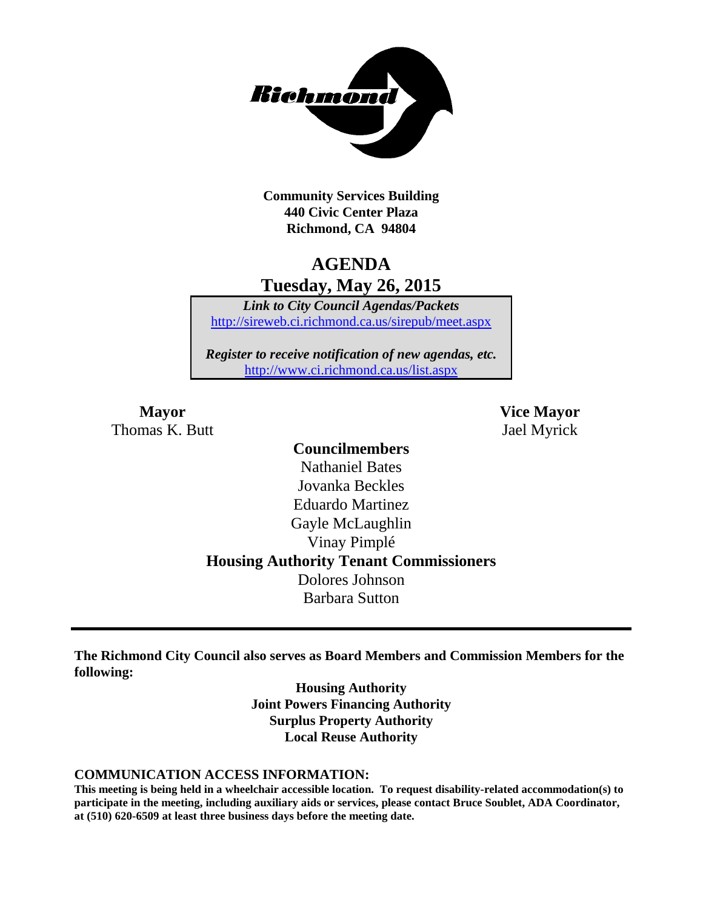**Community Services Building**
**440 Civic Center Plaza**
**Richmond, CA 94804**

# AGENDA
## Tuesday, May 26, 2015

***Link to City Council Agendas/Packets***
http://sireweb.ci.richmond.ca.us/sirepub/meet.aspx

***Register to receive notification of new agendas, etc.***
http://www.ci.richmond.ca.us/list.aspx

**Mayor**
Thomas K. Butt

**Vice Mayor**
Jael Myrick

**Councilmembers**
Nathaniel Bates
Jovanka Beckles
Eduardo Martinez
Gayle McLaughlin
Vinay Pimplé

**Housing Authority Tenant Commissioners**
Dolores Johnson
Barbara Sutton

---

**The Richmond City Council also serves as Board Members and Commission Members for the following:**

**Housing Authority**
**Joint Powers Financing Authority**
**Surplus Property Authority**
**Local Reuse Authority**

**COMMUNICATION ACCESS INFORMATION:**

**This meeting is being held in a wheelchair accessible location. To request disability-related accommodation(s) to participate in the meeting, including auxiliary aids or services, please contact Bruce Soublet, ADA Coordinator, at (510) 620-6509 at least three business days before the meeting date.**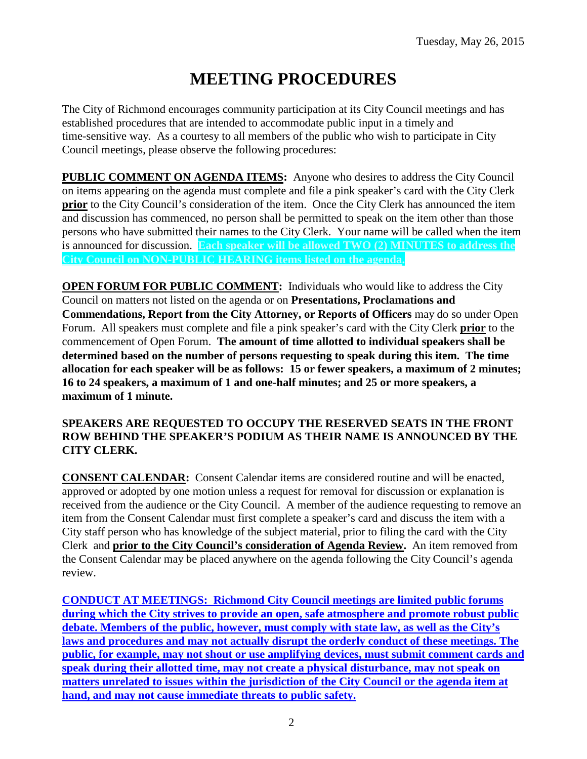Tuesday, May 26, 2015

# MEETING PROCEDURES

The City of Richmond encourages community participation at its City Council meetings and has established procedures that are intended to accommodate public input in a timely and time-sensitive way. As a courtesy to all members of the public who wish to participate in City Council meetings, please observe the following procedures:

**PUBLIC COMMENT ON AGENDA ITEMS:** Anyone who desires to address the City Council on items appearing on the agenda must complete and file a pink speaker's card with the City Clerk **prior** to the City Council's consideration of the item. Once the City Clerk has announced the item and discussion has commenced, no person shall be permitted to speak on the item other than those persons who have submitted their names to the City Clerk. Your name will be called when the item is announced for discussion. **Each speaker will be allowed TWO (2) MINUTES to address the City Council on NON-PUBLIC HEARING items listed on the agenda.**

**OPEN FORUM FOR PUBLIC COMMENT:** Individuals who would like to address the City Council on matters not listed on the agenda or on **Presentations, Proclamations and Commendations, Report from the City Attorney, or Reports of Officers** may do so under Open Forum. All speakers must complete and file a pink speaker's card with the City Clerk **prior** to the commencement of Open Forum. **The amount of time allotted to individual speakers shall be determined based on the number of persons requesting to speak during this item. The time allocation for each speaker will be as follows: 15 or fewer speakers, a maximum of 2 minutes; 16 to 24 speakers, a maximum of 1 and one-half minutes; and 25 or more speakers, a maximum of 1 minute.**

**SPEAKERS ARE REQUESTED TO OCCUPY THE RESERVED SEATS IN THE FRONT ROW BEHIND THE SPEAKER'S PODIUM AS THEIR NAME IS ANNOUNCED BY THE CITY CLERK.**

**CONSENT CALENDAR:** Consent Calendar items are considered routine and will be enacted, approved or adopted by one motion unless a request for removal for discussion or explanation is received from the audience or the City Council. A member of the audience requesting to remove an item from the Consent Calendar must first complete a speaker's card and discuss the item with a City staff person who has knowledge of the subject material, prior to filing the card with the City Clerk and **prior to the City Council's consideration of Agenda Review.** An item removed from the Consent Calendar may be placed anywhere on the agenda following the City Council's agenda review.

**CONDUCT AT MEETINGS: Richmond City Council meetings are limited public forums during which the City strives to provide an open, safe atmosphere and promote robust public debate. Members of the public, however, must comply with state law, as well as the City's laws and procedures and may not actually disrupt the orderly conduct of these meetings. The public, for example, may not shout or use amplifying devices, must submit comment cards and speak during their allotted time, may not create a physical disturbance, may not speak on matters unrelated to issues within the jurisdiction of the City Council or the agenda item at hand, and may not cause immediate threats to public safety.**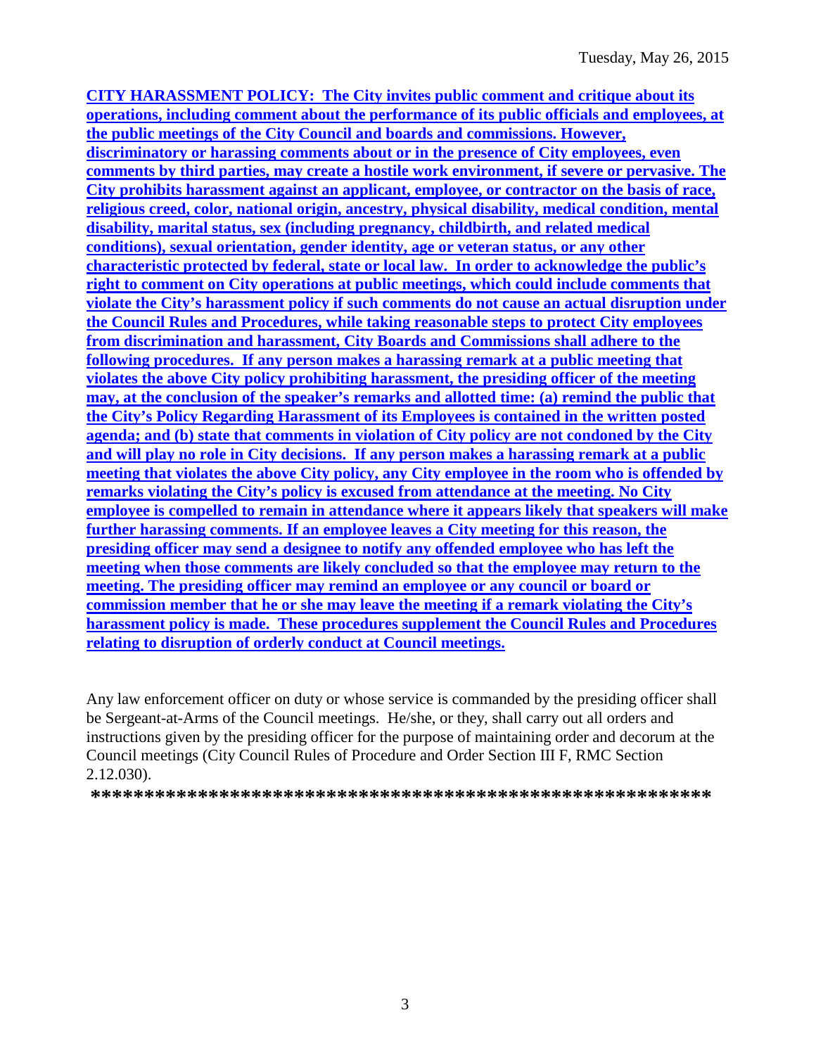**CITY HARASSMENT POLICY: The City invites public comment and critique about its operations, including comment about the performance of its public officials and employees, at the public meetings of the City Council and boards and commissions. However, discriminatory or harassing comments about or in the presence of City employees, even comments by third parties, may create a hostile work environment, if severe or pervasive. The City prohibits harassment against an applicant, employee, or contractor on the basis of race, religious creed, color, national origin, ancestry, physical disability, medical condition, mental disability, marital status, sex (including pregnancy, childbirth, and related medical conditions), sexual orientation, gender identity, age or veteran status, or any other characteristic protected by federal, state or local law. In order to acknowledge the public's right to comment on City operations at public meetings, which could include comments that violate the City's harassment policy if such comments do not cause an actual disruption under the Council Rules and Procedures, while taking reasonable steps to protect City employees from discrimination and harassment, City Boards and Commissions shall adhere to the following procedures. If any person makes a harassing remark at a public meeting that violates the above City policy prohibiting harassment, the presiding officer of the meeting may, at the conclusion of the speaker's remarks and allotted time: (a) remind the public that the City's Policy Regarding Harassment of its Employees is contained in the written posted agenda; and (b) state that comments in violation of City policy are not condoned by the City and will play no role in City decisions. If any person makes a harassing remark at a public meeting that violates the above City policy, any City employee in the room who is offended by remarks violating the City's policy is excused from attendance at the meeting. No City employee is compelled to remain in attendance where it appears likely that speakers will make further harassing comments. If an employee leaves a City meeting for this reason, the presiding officer may send a designee to notify any offended employee who has left the meeting when those comments are likely concluded so that the employee may return to the meeting. The presiding officer may remind an employee or any council or board or commission member that he or she may leave the meeting if a remark violating the City's harassment policy is made. These procedures supplement the Council Rules and Procedures relating to disruption of orderly conduct at Council meetings.**

Any law enforcement officer on duty or whose service is commanded by the presiding officer shall be Sergeant-at-Arms of the Council meetings. He/she, or they, shall carry out all orders and instructions given by the presiding officer for the purpose of maintaining order and decorum at the Council meetings (City Council Rules of Procedure and Order Section III F, RMC Section 2.12.030).

**************************************************************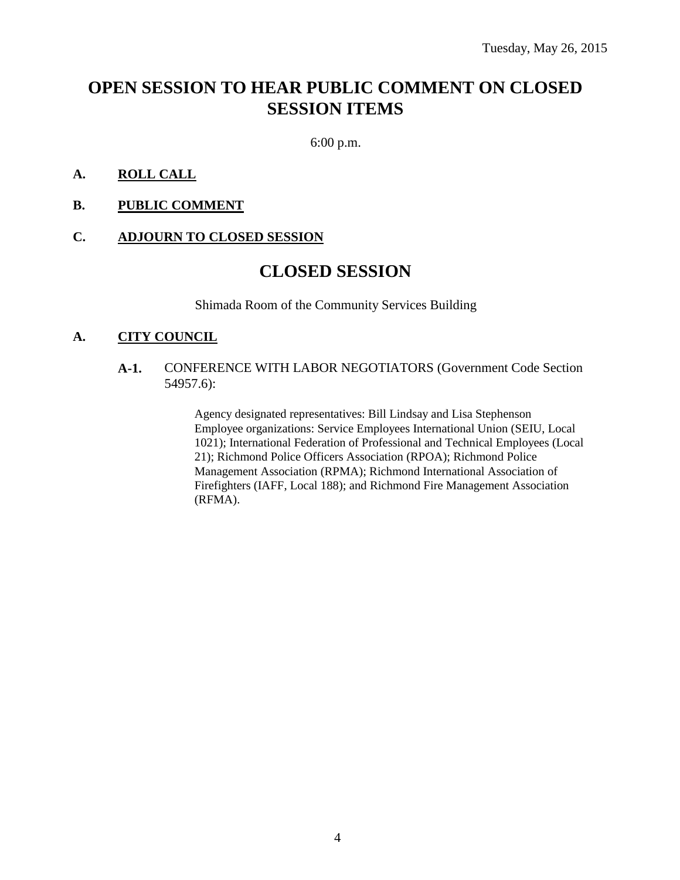Tuesday, May 26, 2015

# OPEN SESSION TO HEAR PUBLIC COMMENT ON CLOSED SESSION ITEMS

6:00 p.m.

**A. ROLL CALL**

**B. PUBLIC COMMENT**

**C. ADJOURN TO CLOSED SESSION**

# CLOSED SESSION

Shimada Room of the Community Services Building

**A. CITY COUNCIL**

**A-1.** CONFERENCE WITH LABOR NEGOTIATORS (Government Code Section 54957.6):

Agency designated representatives: Bill Lindsay and Lisa Stephenson
Employee organizations: Service Employees International Union (SEIU, Local 1021); International Federation of Professional and Technical Employees (Local 21); Richmond Police Officers Association (RPOA); Richmond Police Management Association (RPMA); Richmond International Association of Firefighters (IAFF, Local 188); and Richmond Fire Management Association (RFMA).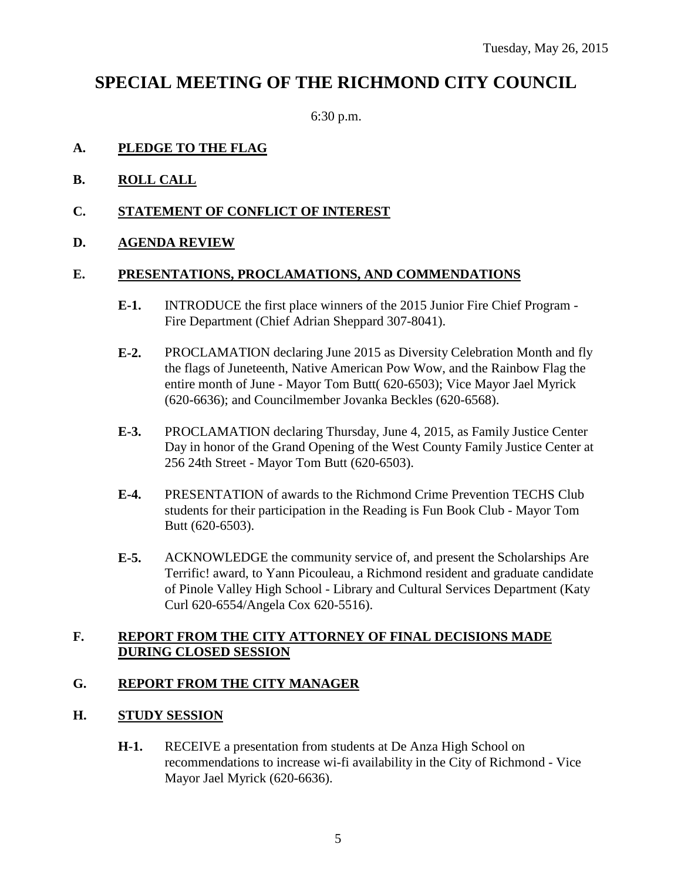Tuesday, May 26, 2015

# SPECIAL MEETING OF THE RICHMOND CITY COUNCIL

6:30 p.m.

## A. PLEDGE TO THE FLAG

## B. ROLL CALL

## C. STATEMENT OF CONFLICT OF INTEREST

## D. AGENDA REVIEW

## E. PRESENTATIONS, PROCLAMATIONS, AND COMMENDATIONS

**E-1.** INTRODUCE the first place winners of the 2015 Junior Fire Chief Program - Fire Department (Chief Adrian Sheppard 307-8041).

**E-2.** PROCLAMATION declaring June 2015 as Diversity Celebration Month and fly the flags of Juneteenth, Native American Pow Wow, and the Rainbow Flag the entire month of June - Mayor Tom Butt( 620-6503); Vice Mayor Jael Myrick (620-6636); and Councilmember Jovanka Beckles (620-6568).

**E-3.** PROCLAMATION declaring Thursday, June 4, 2015, as Family Justice Center Day in honor of the Grand Opening of the West County Family Justice Center at 256 24th Street - Mayor Tom Butt (620-6503).

**E-4.** PRESENTATION of awards to the Richmond Crime Prevention TECHS Club students for their participation in the Reading is Fun Book Club - Mayor Tom Butt (620-6503).

**E-5.** ACKNOWLEDGE the community service of, and present the Scholarships Are Terrific! award, to Yann Picouleau, a Richmond resident and graduate candidate of Pinole Valley High School - Library and Cultural Services Department (Katy Curl 620-6554/Angela Cox 620-5516).

## F. REPORT FROM THE CITY ATTORNEY OF FINAL DECISIONS MADE DURING CLOSED SESSION

## G. REPORT FROM THE CITY MANAGER

## H. STUDY SESSION

**H-1.** RECEIVE a presentation from students at De Anza High School on recommendations to increase wi-fi availability in the City of Richmond - Vice Mayor Jael Myrick (620-6636).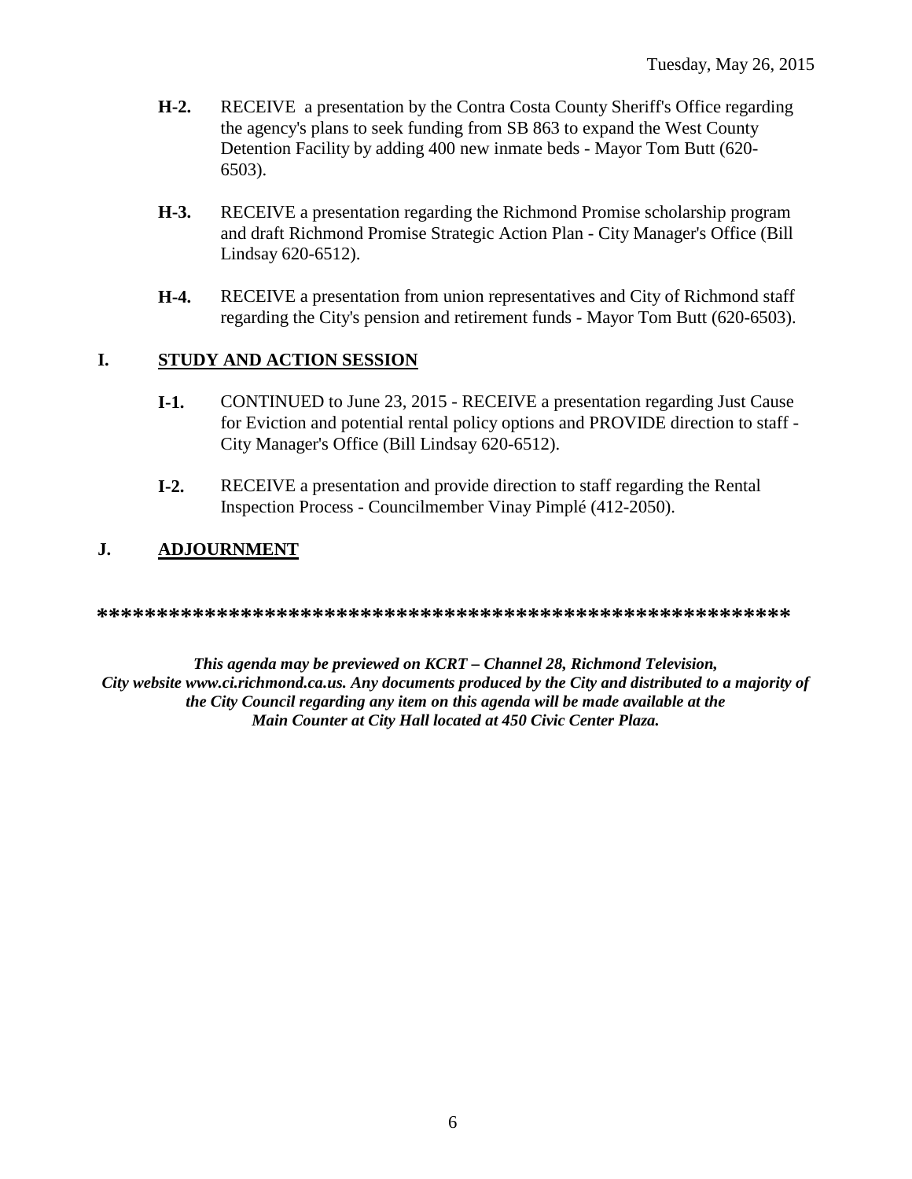- **H-2.** RECEIVE a presentation by the Contra Costa County Sheriff's Office regarding the agency's plans to seek funding from SB 863 to expand the West County Detention Facility by adding 400 new inmate beds - Mayor Tom Butt (620-6503).

- **H-3.** RECEIVE a presentation regarding the Richmond Promise scholarship program and draft Richmond Promise Strategic Action Plan - City Manager's Office (Bill Lindsay 620-6512).

- **H-4.** RECEIVE a presentation from union representatives and City of Richmond staff regarding the City's pension and retirement funds - Mayor Tom Butt (620-6503).

## I. STUDY AND ACTION SESSION

- **I-1.** CONTINUED to June 23, 2015 - RECEIVE a presentation regarding Just Cause for Eviction and potential rental policy options and PROVIDE direction to staff - City Manager's Office (Bill Lindsay 620-6512).

- **I-2.** RECEIVE a presentation and provide direction to staff regarding the Rental Inspection Process - Councilmember Vinay Pimplé (412-2050).

## J. ADJOURNMENT

**************************************************************

***This agenda may be previewed on KCRT – Channel 28, Richmond Television, City website www.ci.richmond.ca.us. Any documents produced by the City and distributed to a majority of the City Council regarding any item on this agenda will be made available at the Main Counter at City Hall located at 450 Civic Center Plaza.***